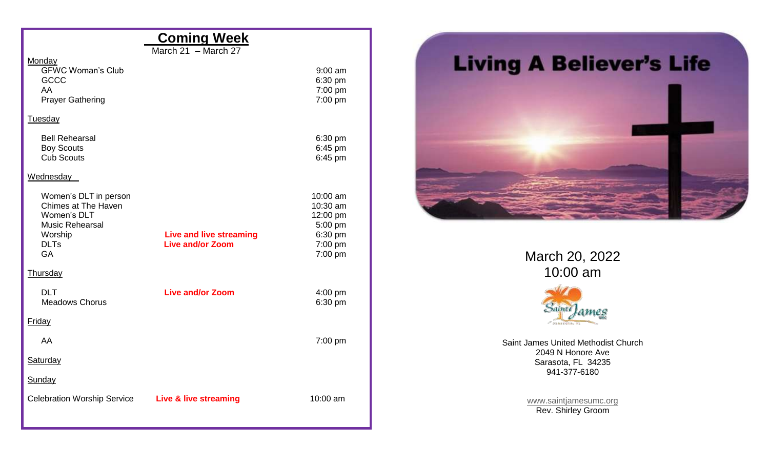## Coming Week

March 21 – March 27

**Monday**

| Event | | Time |
|---|---|---|
| GFWC Woman's Club | | 9:00 am |
| GCCC | | 6:30 pm |
| AA | | 7:00 pm |
| Prayer Gathering | | 7:00 pm |

**Tuesday**

| Event | | Time |
|---|---|---|
| Bell Rehearsal | | 6:30 pm |
| Boy Scouts | | 6:45 pm |
| Cub Scouts | | 6:45 pm |

**Wednesday**

| Event | | Time |
|---|---|---|
| Women's DLT in person | | 10:00 am |
| Chimes at The Haven | | 10:30 am |
| Women's DLT | | 12:00 pm |
| Music Rehearsal | | 5:00 pm |
| Worship | **Live and live streaming** | 6:30 pm |
| DLTs | **Live and/or Zoom** | 7:00 pm |
| GA | | 7:00 pm |

**Thursday**

| Event | | Time |
|---|---|---|
| DLT | **Live and/or Zoom** | 4:00 pm |
| Meadows Chorus | | 6:30 pm |

**Friday**

| Event | | Time |
|---|---|---|
| AA | | 7:00 pm |

**Saturday**

**Sunday**

| Event | | Time |
|---|---|---|
| Celebration Worship Service | **Live & live streaming** | 10:00 am |

# Living A Believer's Life

March 20, 2022
10:00 am

Saint James United Methodist Church
2049 N Honore Ave
Sarasota, FL 34235
941-377-6180

www.saintjamesumc.org
Rev. Shirley Groom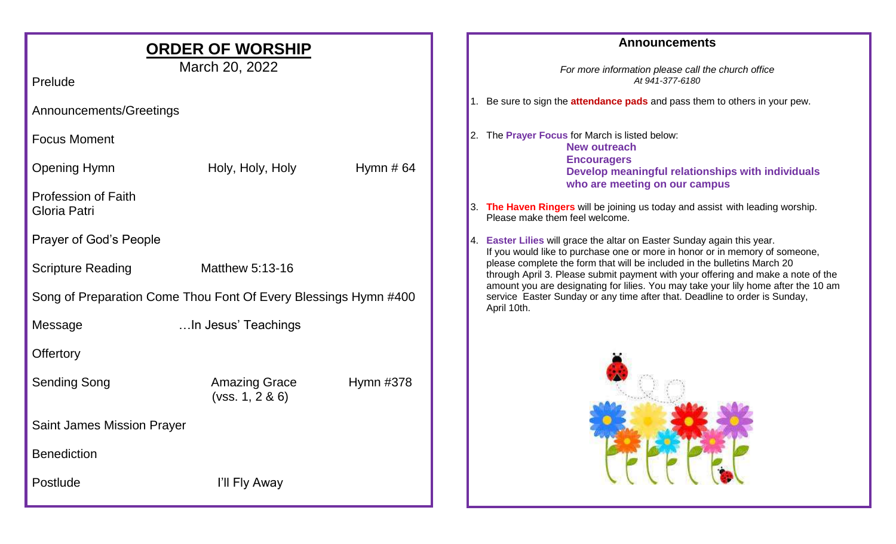# ORDER OF WORSHIP

March 20, 2022

Prelude

Announcements/Greetings

Focus Moment

Opening Hymn — Holy, Holy, Holy — Hymn # 64

Profession of Faith
Gloria Patri

Prayer of God's People

Scripture Reading — Matthew 5:13-16

Song of Preparation Come Thou Font Of Every Blessings Hymn #400

Message — …In Jesus' Teachings

Offertory

Sending Song — Amazing Grace (vss. 1, 2 & 6) — Hymn #378

Saint James Mission Prayer

Benediction

Postlude — I'll Fly Away

## Announcements

*For more information please call the church office*
*At 941-377-6180*

1. Be sure to sign the **attendance pads** and pass them to others in your pew.

2. The **Prayer Focus** for March is listed below:
   **New outreach**
   **Encouragers**
   **Develop meaningful relationships with individuals who are meeting on our campus**

3. **The Haven Ringers** will be joining us today and assist with leading worship. Please make them feel welcome.

4. **Easter Lilies** will grace the altar on Easter Sunday again this year. If you would like to purchase one or more in honor or in memory of someone, please complete the form that will be included in the bulletins March 20 through April 3. Please submit payment with your offering and make a note of the amount you are designating for lilies. You may take your lily home after the 10 am service Easter Sunday or any time after that. Deadline to order is Sunday, April 10th.